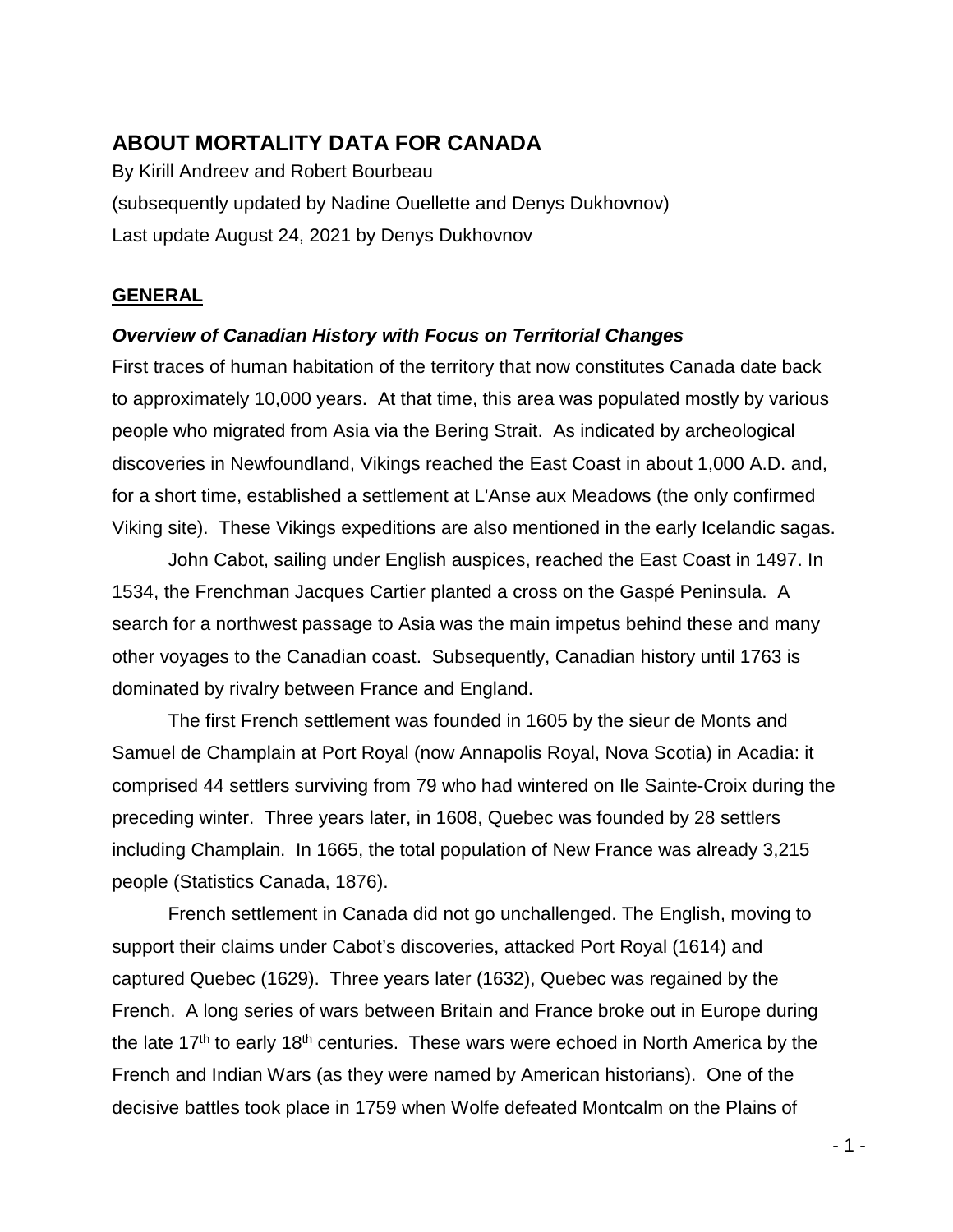# ABOUT MORTALITY DATA FOR CANADA

By Kirill Andreev and Robert Bourbeau

(subsequently updated by Nadine Ouellette and Denys Dukhovnov)

Last update August 24, 2021 by Denys Dukhovnov

## GENERAL

### *Overview of Canadian History with Focus on Territorial Changes*

First traces of human habitation of the territory that now constitutes Canada date back to approximately 10,000 years. At that time, this area was populated mostly by various people who migrated from Asia via the Bering Strait. As indicated by archeological discoveries in Newfoundland, Vikings reached the East Coast in about 1,000 A.D. and, for a short time, established a settlement at L'Anse aux Meadows (the only confirmed Viking site). These Vikings expeditions are also mentioned in the early Icelandic sagas.

John Cabot, sailing under English auspices, reached the East Coast in 1497. In 1534, the Frenchman Jacques Cartier planted a cross on the Gaspé Peninsula. A search for a northwest passage to Asia was the main impetus behind these and many other voyages to the Canadian coast. Subsequently, Canadian history until 1763 is dominated by rivalry between France and England.

The first French settlement was founded in 1605 by the sieur de Monts and Samuel de Champlain at Port Royal (now Annapolis Royal, Nova Scotia) in Acadia: it comprised 44 settlers surviving from 79 who had wintered on Ile Sainte-Croix during the preceding winter. Three years later, in 1608, Quebec was founded by 28 settlers including Champlain. In 1665, the total population of New France was already 3,215 people (Statistics Canada, 1876).

French settlement in Canada did not go unchallenged. The English, moving to support their claims under Cabot's discoveries, attacked Port Royal (1614) and captured Quebec (1629). Three years later (1632), Quebec was regained by the French. A long series of wars between Britain and France broke out in Europe during the late 17th to early 18th centuries. These wars were echoed in North America by the French and Indian Wars (as they were named by American historians). One of the decisive battles took place in 1759 when Wolfe defeated Montcalm on the Plains of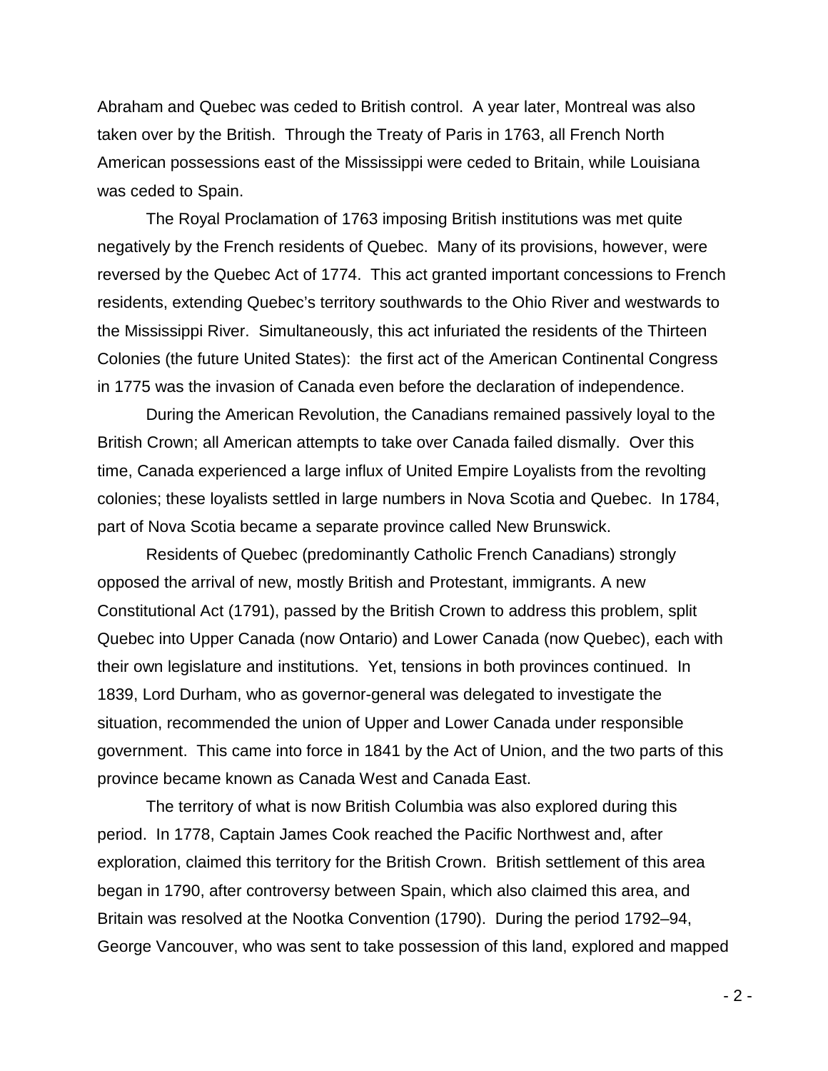Abraham and Quebec was ceded to British control. A year later, Montreal was also taken over by the British. Through the Treaty of Paris in 1763, all French North American possessions east of the Mississippi were ceded to Britain, while Louisiana was ceded to Spain.

The Royal Proclamation of 1763 imposing British institutions was met quite negatively by the French residents of Quebec. Many of its provisions, however, were reversed by the Quebec Act of 1774. This act granted important concessions to French residents, extending Quebec's territory southwards to the Ohio River and westwards to the Mississippi River. Simultaneously, this act infuriated the residents of the Thirteen Colonies (the future United States): the first act of the American Continental Congress in 1775 was the invasion of Canada even before the declaration of independence.

During the American Revolution, the Canadians remained passively loyal to the British Crown; all American attempts to take over Canada failed dismally. Over this time, Canada experienced a large influx of United Empire Loyalists from the revolting colonies; these loyalists settled in large numbers in Nova Scotia and Quebec. In 1784, part of Nova Scotia became a separate province called New Brunswick.

Residents of Quebec (predominantly Catholic French Canadians) strongly opposed the arrival of new, mostly British and Protestant, immigrants. A new Constitutional Act (1791), passed by the British Crown to address this problem, split Quebec into Upper Canada (now Ontario) and Lower Canada (now Quebec), each with their own legislature and institutions. Yet, tensions in both provinces continued. In 1839, Lord Durham, who as governor-general was delegated to investigate the situation, recommended the union of Upper and Lower Canada under responsible government. This came into force in 1841 by the Act of Union, and the two parts of this province became known as Canada West and Canada East.

The territory of what is now British Columbia was also explored during this period. In 1778, Captain James Cook reached the Pacific Northwest and, after exploration, claimed this territory for the British Crown. British settlement of this area began in 1790, after controversy between Spain, which also claimed this area, and Britain was resolved at the Nootka Convention (1790). During the period 1792–94, George Vancouver, who was sent to take possession of this land, explored and mapped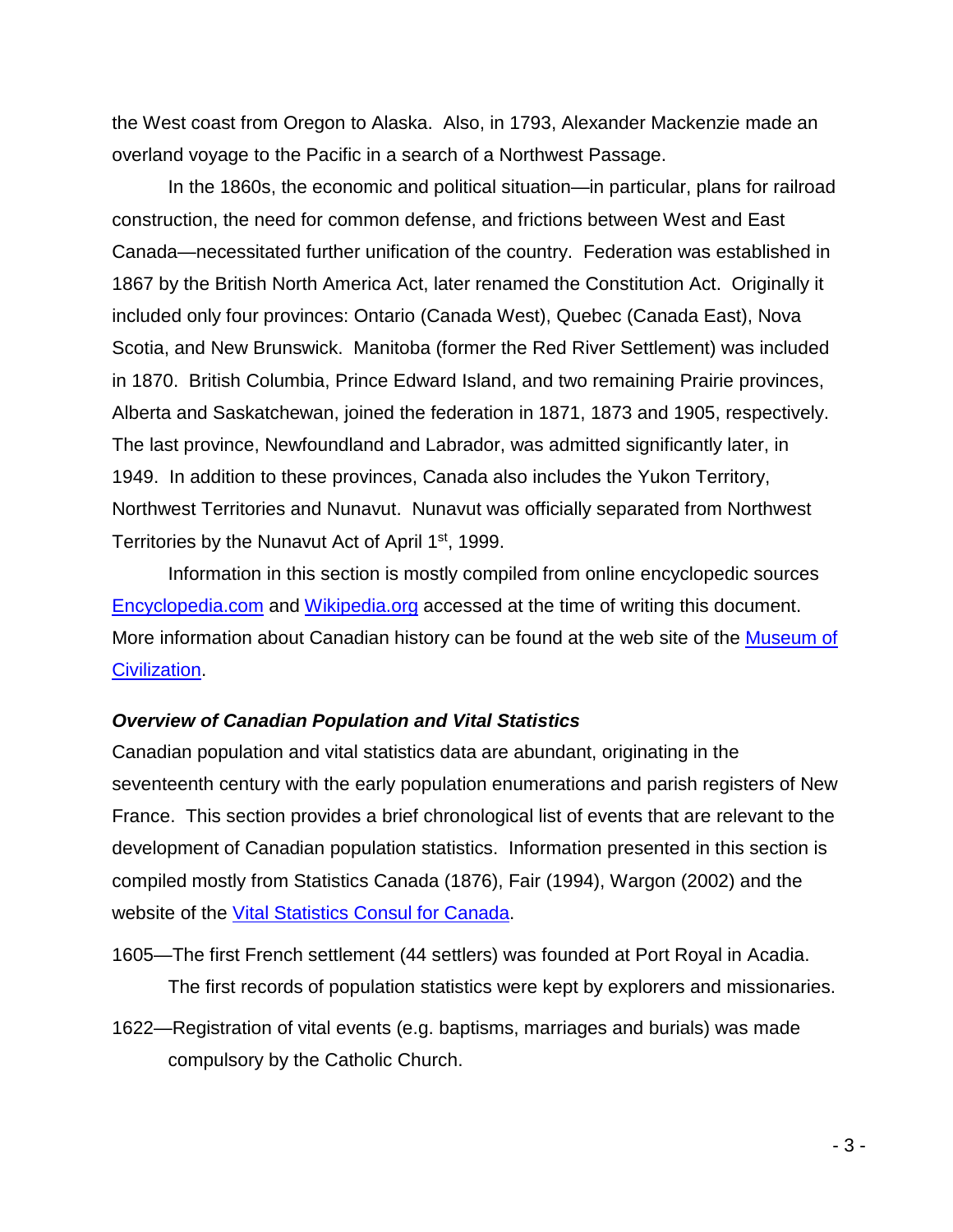the West coast from Oregon to Alaska. Also, in 1793, Alexander Mackenzie made an overland voyage to the Pacific in a search of a Northwest Passage.

In the 1860s, the economic and political situation—in particular, plans for railroad construction, the need for common defense, and frictions between West and East Canada—necessitated further unification of the country. Federation was established in 1867 by the British North America Act, later renamed the Constitution Act. Originally it included only four provinces: Ontario (Canada West), Quebec (Canada East), Nova Scotia, and New Brunswick. Manitoba (former the Red River Settlement) was included in 1870. British Columbia, Prince Edward Island, and two remaining Prairie provinces, Alberta and Saskatchewan, joined the federation in 1871, 1873 and 1905, respectively. The last province, Newfoundland and Labrador, was admitted significantly later, in 1949. In addition to these provinces, Canada also includes the Yukon Territory, Northwest Territories and Nunavut. Nunavut was officially separated from Northwest Territories by the Nunavut Act of April 1st, 1999.

Information in this section is mostly compiled from online encyclopedic sources Encyclopedia.com and Wikipedia.org accessed at the time of writing this document. More information about Canadian history can be found at the web site of the Museum of Civilization.

***Overview of Canadian Population and Vital Statistics***

Canadian population and vital statistics data are abundant, originating in the seventeenth century with the early population enumerations and parish registers of New France. This section provides a brief chronological list of events that are relevant to the development of Canadian population statistics. Information presented in this section is compiled mostly from Statistics Canada (1876), Fair (1994), Wargon (2002) and the website of the Vital Statistics Consul for Canada.

1605—The first French settlement (44 settlers) was founded at Port Royal in Acadia. The first records of population statistics were kept by explorers and missionaries.

1622—Registration of vital events (e.g. baptisms, marriages and burials) was made compulsory by the Catholic Church.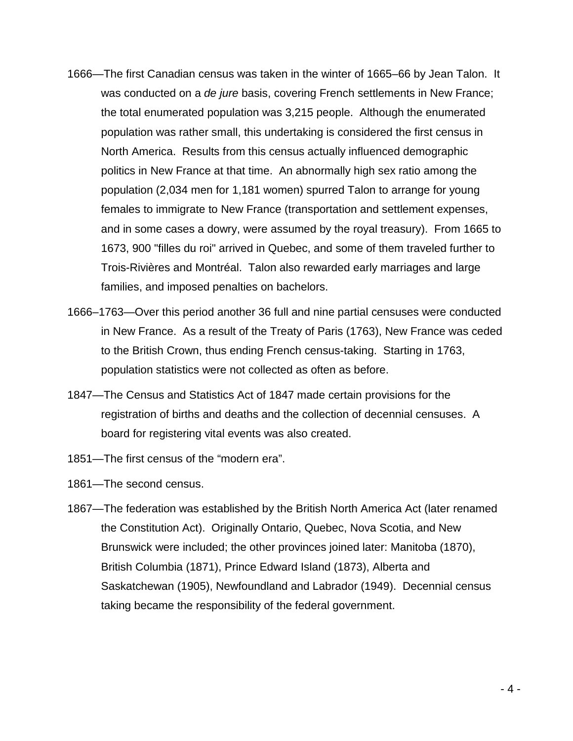1666—The first Canadian census was taken in the winter of 1665–66 by Jean Talon. It was conducted on a *de jure* basis, covering French settlements in New France; the total enumerated population was 3,215 people. Although the enumerated population was rather small, this undertaking is considered the first census in North America. Results from this census actually influenced demographic politics in New France at that time. An abnormally high sex ratio among the population (2,034 men for 1,181 women) spurred Talon to arrange for young females to immigrate to New France (transportation and settlement expenses, and in some cases a dowry, were assumed by the royal treasury). From 1665 to 1673, 900 "filles du roi" arrived in Quebec, and some of them traveled further to Trois-Rivières and Montréal. Talon also rewarded early marriages and large families, and imposed penalties on bachelors.

1666–1763—Over this period another 36 full and nine partial censuses were conducted in New France. As a result of the Treaty of Paris (1763), New France was ceded to the British Crown, thus ending French census-taking. Starting in 1763, population statistics were not collected as often as before.

1847—The Census and Statistics Act of 1847 made certain provisions for the registration of births and deaths and the collection of decennial censuses. A board for registering vital events was also created.

1851—The first census of the “modern era”.

1861—The second census.

1867—The federation was established by the British North America Act (later renamed the Constitution Act). Originally Ontario, Quebec, Nova Scotia, and New Brunswick were included; the other provinces joined later: Manitoba (1870), British Columbia (1871), Prince Edward Island (1873), Alberta and Saskatchewan (1905), Newfoundland and Labrador (1949). Decennial census taking became the responsibility of the federal government.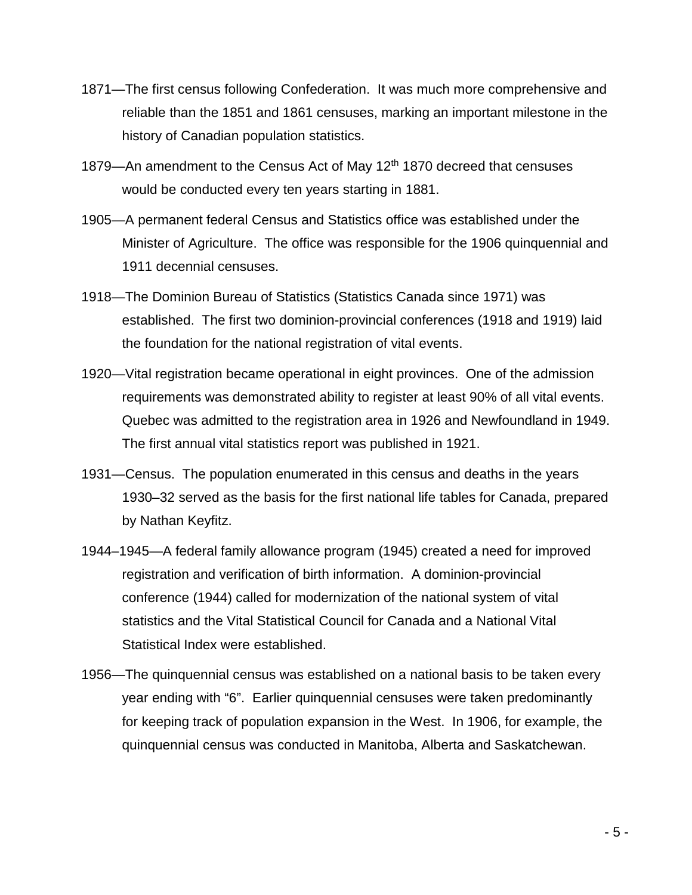1871—The first census following Confederation. It was much more comprehensive and reliable than the 1851 and 1861 censuses, marking an important milestone in the history of Canadian population statistics.

1879—An amendment to the Census Act of May 12th 1870 decreed that censuses would be conducted every ten years starting in 1881.

1905—A permanent federal Census and Statistics office was established under the Minister of Agriculture. The office was responsible for the 1906 quinquennial and 1911 decennial censuses.

1918—The Dominion Bureau of Statistics (Statistics Canada since 1971) was established. The first two dominion-provincial conferences (1918 and 1919) laid the foundation for the national registration of vital events.

1920—Vital registration became operational in eight provinces. One of the admission requirements was demonstrated ability to register at least 90% of all vital events. Quebec was admitted to the registration area in 1926 and Newfoundland in 1949. The first annual vital statistics report was published in 1921.

1931—Census. The population enumerated in this census and deaths in the years 1930–32 served as the basis for the first national life tables for Canada, prepared by Nathan Keyfitz.

1944–1945—A federal family allowance program (1945) created a need for improved registration and verification of birth information. A dominion-provincial conference (1944) called for modernization of the national system of vital statistics and the Vital Statistical Council for Canada and a National Vital Statistical Index were established.

1956—The quinquennial census was established on a national basis to be taken every year ending with “6”. Earlier quinquennial censuses were taken predominantly for keeping track of population expansion in the West. In 1906, for example, the quinquennial census was conducted in Manitoba, Alberta and Saskatchewan.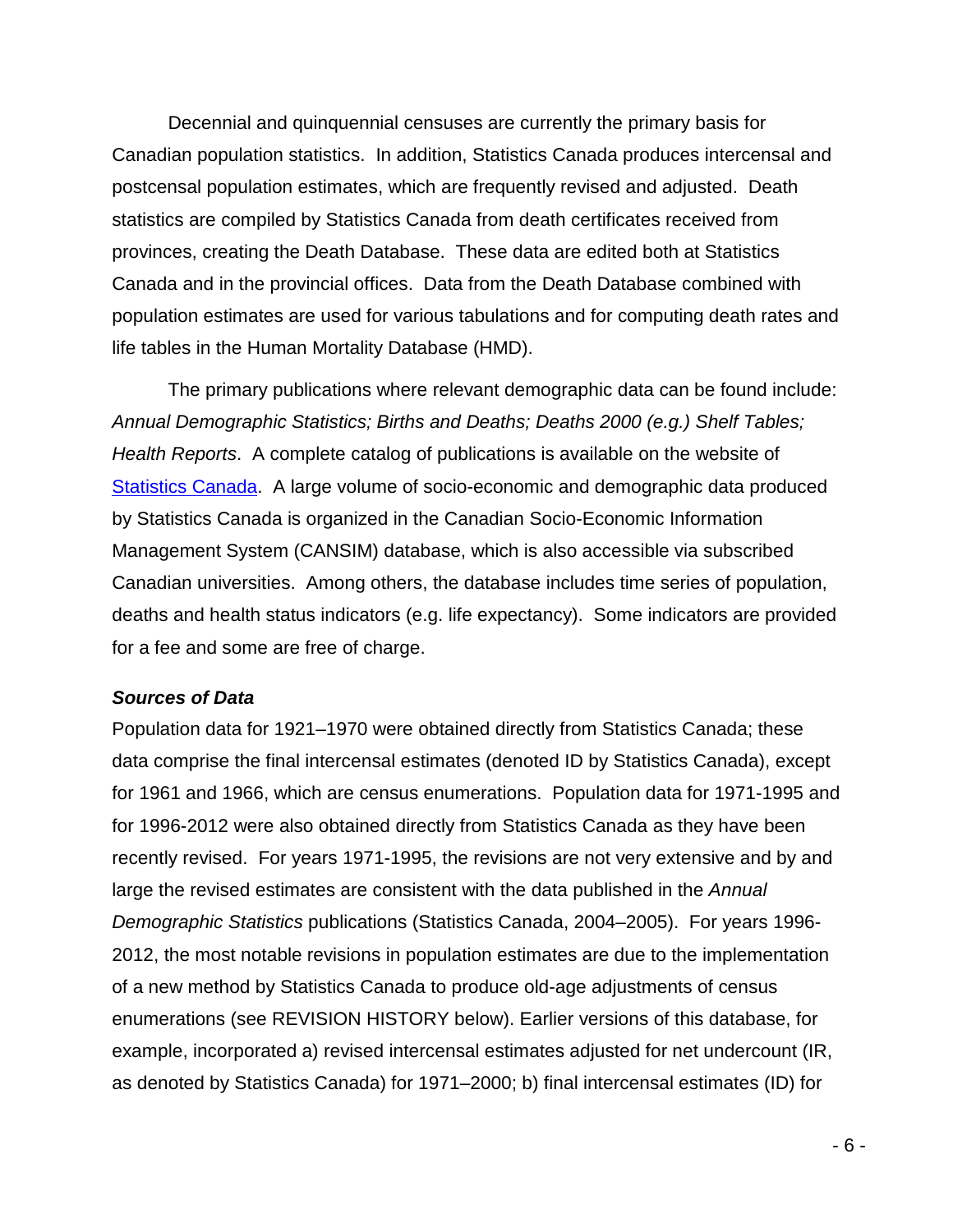Decennial and quinquennial censuses are currently the primary basis for Canadian population statistics. In addition, Statistics Canada produces intercensal and postcensal population estimates, which are frequently revised and adjusted. Death statistics are compiled by Statistics Canada from death certificates received from provinces, creating the Death Database. These data are edited both at Statistics Canada and in the provincial offices. Data from the Death Database combined with population estimates are used for various tabulations and for computing death rates and life tables in the Human Mortality Database (HMD).

The primary publications where relevant demographic data can be found include: *Annual Demographic Statistics; Births and Deaths; Deaths 2000 (e.g.) Shelf Tables; Health Reports*. A complete catalog of publications is available on the website of [Statistics Canada](). A large volume of socio-economic and demographic data produced by Statistics Canada is organized in the Canadian Socio-Economic Information Management System (CANSIM) database, which is also accessible via subscribed Canadian universities. Among others, the database includes time series of population, deaths and health status indicators (e.g. life expectancy). Some indicators are provided for a fee and some are free of charge.

### *Sources of Data*

Population data for 1921–1970 were obtained directly from Statistics Canada; these data comprise the final intercensal estimates (denoted ID by Statistics Canada), except for 1961 and 1966, which are census enumerations. Population data for 1971-1995 and for 1996-2012 were also obtained directly from Statistics Canada as they have been recently revised. For years 1971-1995, the revisions are not very extensive and by and large the revised estimates are consistent with the data published in the *Annual Demographic Statistics* publications (Statistics Canada, 2004–2005). For years 1996-2012, the most notable revisions in population estimates are due to the implementation of a new method by Statistics Canada to produce old-age adjustments of census enumerations (see REVISION HISTORY below). Earlier versions of this database, for example, incorporated a) revised intercensal estimates adjusted for net undercount (IR, as denoted by Statistics Canada) for 1971–2000; b) final intercensal estimates (ID) for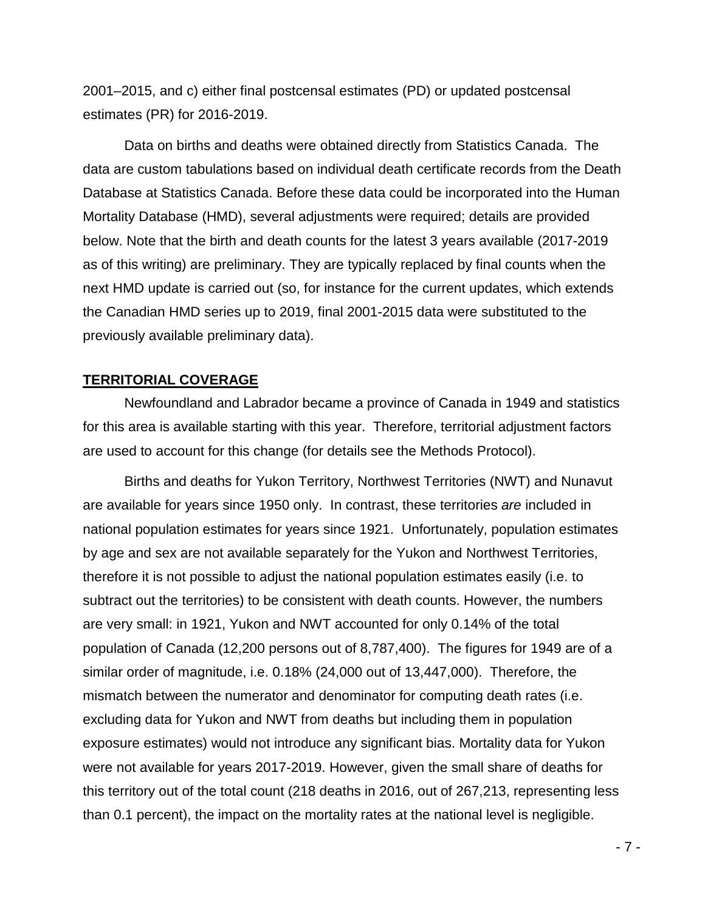2001–2015, and c) either final postcensal estimates (PD) or updated postcensal estimates (PR) for 2016-2019.

Data on births and deaths were obtained directly from Statistics Canada. The data are custom tabulations based on individual death certificate records from the Death Database at Statistics Canada. Before these data could be incorporated into the Human Mortality Database (HMD), several adjustments were required; details are provided below. Note that the birth and death counts for the latest 3 years available (2017-2019 as of this writing) are preliminary. They are typically replaced by final counts when the next HMD update is carried out (so, for instance for the current updates, which extends the Canadian HMD series up to 2019, final 2001-2015 data were substituted to the previously available preliminary data).

## TERRITORIAL COVERAGE

Newfoundland and Labrador became a province of Canada in 1949 and statistics for this area is available starting with this year. Therefore, territorial adjustment factors are used to account for this change (for details see the Methods Protocol).

Births and deaths for Yukon Territory, Northwest Territories (NWT) and Nunavut are available for years since 1950 only. In contrast, these territories *are* included in national population estimates for years since 1921. Unfortunately, population estimates by age and sex are not available separately for the Yukon and Northwest Territories, therefore it is not possible to adjust the national population estimates easily (i.e. to subtract out the territories) to be consistent with death counts. However, the numbers are very small: in 1921, Yukon and NWT accounted for only 0.14% of the total population of Canada (12,200 persons out of 8,787,400). The figures for 1949 are of a similar order of magnitude, i.e. 0.18% (24,000 out of 13,447,000). Therefore, the mismatch between the numerator and denominator for computing death rates (i.e. excluding data for Yukon and NWT from deaths but including them in population exposure estimates) would not introduce any significant bias. Mortality data for Yukon were not available for years 2017-2019. However, given the small share of deaths for this territory out of the total count (218 deaths in 2016, out of 267,213, representing less than 0.1 percent), the impact on the mortality rates at the national level is negligible.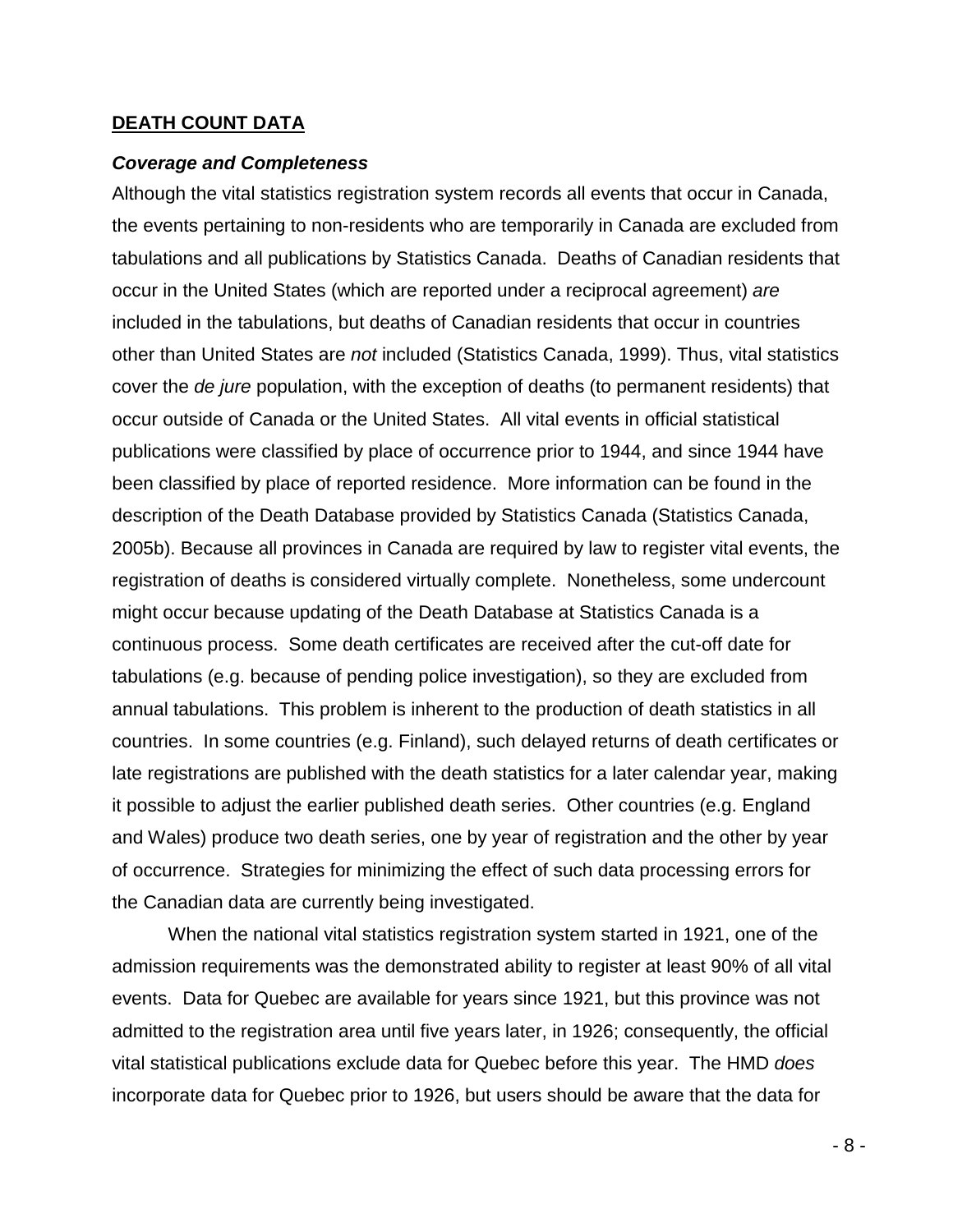## DEATH COUNT DATA

### *Coverage and Completeness*

Although the vital statistics registration system records all events that occur in Canada, the events pertaining to non-residents who are temporarily in Canada are excluded from tabulations and all publications by Statistics Canada. Deaths of Canadian residents that occur in the United States (which are reported under a reciprocal agreement) *are* included in the tabulations, but deaths of Canadian residents that occur in countries other than United States are *not* included (Statistics Canada, 1999). Thus, vital statistics cover the *de jure* population, with the exception of deaths (to permanent residents) that occur outside of Canada or the United States. All vital events in official statistical publications were classified by place of occurrence prior to 1944, and since 1944 have been classified by place of reported residence. More information can be found in the description of the Death Database provided by Statistics Canada (Statistics Canada, 2005b). Because all provinces in Canada are required by law to register vital events, the registration of deaths is considered virtually complete. Nonetheless, some undercount might occur because updating of the Death Database at Statistics Canada is a continuous process. Some death certificates are received after the cut-off date for tabulations (e.g. because of pending police investigation), so they are excluded from annual tabulations. This problem is inherent to the production of death statistics in all countries. In some countries (e.g. Finland), such delayed returns of death certificates or late registrations are published with the death statistics for a later calendar year, making it possible to adjust the earlier published death series. Other countries (e.g. England and Wales) produce two death series, one by year of registration and the other by year of occurrence. Strategies for minimizing the effect of such data processing errors for the Canadian data are currently being investigated.

When the national vital statistics registration system started in 1921, one of the admission requirements was the demonstrated ability to register at least 90% of all vital events. Data for Quebec are available for years since 1921, but this province was not admitted to the registration area until five years later, in 1926; consequently, the official vital statistical publications exclude data for Quebec before this year. The HMD *does* incorporate data for Quebec prior to 1926, but users should be aware that the data for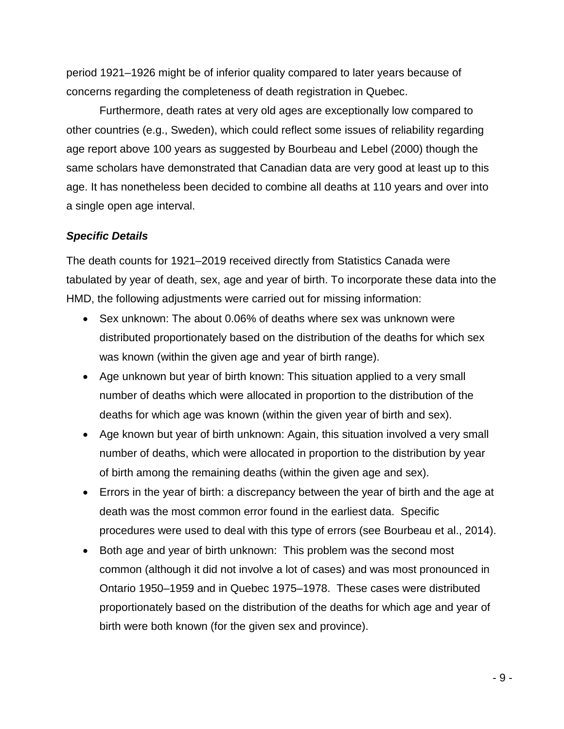period 1921–1926 might be of inferior quality compared to later years because of concerns regarding the completeness of death registration in Quebec.

Furthermore, death rates at very old ages are exceptionally low compared to other countries (e.g., Sweden), which could reflect some issues of reliability regarding age report above 100 years as suggested by Bourbeau and Lebel (2000) though the same scholars have demonstrated that Canadian data are very good at least up to this age. It has nonetheless been decided to combine all deaths at 110 years and over into a single open age interval.

### *Specific Details*

The death counts for 1921–2019 received directly from Statistics Canada were tabulated by year of death, sex, age and year of birth. To incorporate these data into the HMD, the following adjustments were carried out for missing information:

- Sex unknown: The about 0.06% of deaths where sex was unknown were distributed proportionately based on the distribution of the deaths for which sex was known (within the given age and year of birth range).
- Age unknown but year of birth known: This situation applied to a very small number of deaths which were allocated in proportion to the distribution of the deaths for which age was known (within the given year of birth and sex).
- Age known but year of birth unknown: Again, this situation involved a very small number of deaths, which were allocated in proportion to the distribution by year of birth among the remaining deaths (within the given age and sex).
- Errors in the year of birth: a discrepancy between the year of birth and the age at death was the most common error found in the earliest data. Specific procedures were used to deal with this type of errors (see Bourbeau et al., 2014).
- Both age and year of birth unknown: This problem was the second most common (although it did not involve a lot of cases) and was most pronounced in Ontario 1950–1959 and in Quebec 1975–1978. These cases were distributed proportionately based on the distribution of the deaths for which age and year of birth were both known (for the given sex and province).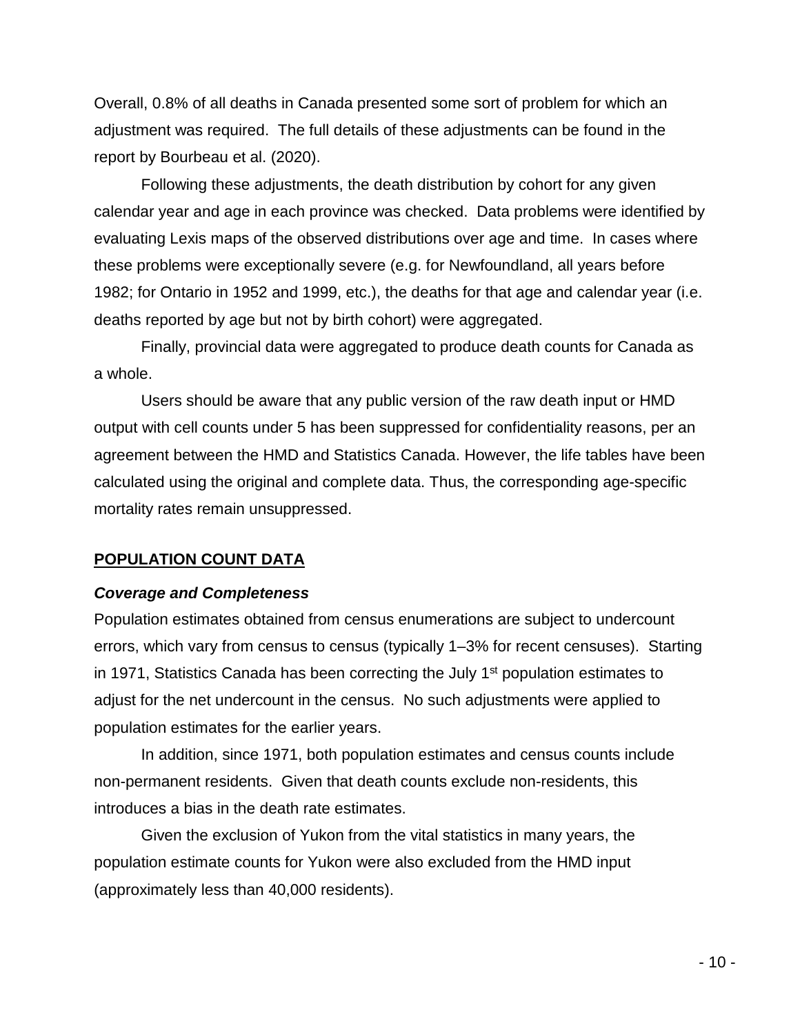Overall, 0.8% of all deaths in Canada presented some sort of problem for which an adjustment was required. The full details of these adjustments can be found in the report by Bourbeau et al. (2020).

Following these adjustments, the death distribution by cohort for any given calendar year and age in each province was checked. Data problems were identified by evaluating Lexis maps of the observed distributions over age and time. In cases where these problems were exceptionally severe (e.g. for Newfoundland, all years before 1982; for Ontario in 1952 and 1999, etc.), the deaths for that age and calendar year (i.e. deaths reported by age but not by birth cohort) were aggregated.

Finally, provincial data were aggregated to produce death counts for Canada as a whole.

Users should be aware that any public version of the raw death input or HMD output with cell counts under 5 has been suppressed for confidentiality reasons, per an agreement between the HMD and Statistics Canada. However, the life tables have been calculated using the original and complete data. Thus, the corresponding age-specific mortality rates remain unsuppressed.

## POPULATION COUNT DATA

### *Coverage and Completeness*

Population estimates obtained from census enumerations are subject to undercount errors, which vary from census to census (typically 1–3% for recent censuses). Starting in 1971, Statistics Canada has been correcting the July 1st population estimates to adjust for the net undercount in the census. No such adjustments were applied to population estimates for the earlier years.

In addition, since 1971, both population estimates and census counts include non-permanent residents. Given that death counts exclude non-residents, this introduces a bias in the death rate estimates.

Given the exclusion of Yukon from the vital statistics in many years, the population estimate counts for Yukon were also excluded from the HMD input (approximately less than 40,000 residents).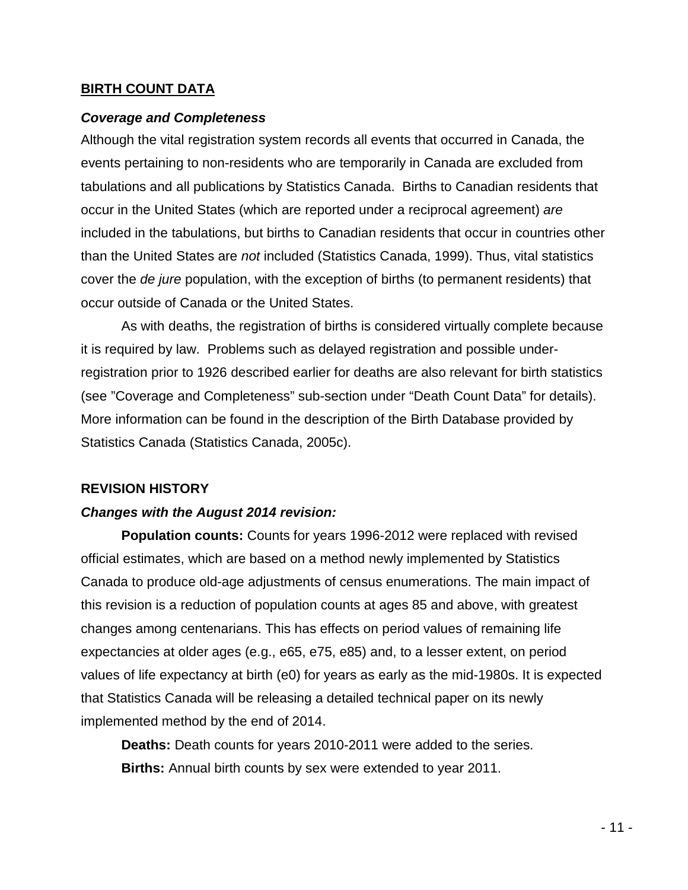## BIRTH COUNT DATA

### *Coverage and Completeness*

Although the vital registration system records all events that occurred in Canada, the events pertaining to non-residents who are temporarily in Canada are excluded from tabulations and all publications by Statistics Canada. Births to Canadian residents that occur in the United States (which are reported under a reciprocal agreement) *are* included in the tabulations, but births to Canadian residents that occur in countries other than the United States are *not* included (Statistics Canada, 1999). Thus, vital statistics cover the *de jure* population, with the exception of births (to permanent residents) that occur outside of Canada or the United States.

As with deaths, the registration of births is considered virtually complete because it is required by law. Problems such as delayed registration and possible under-registration prior to 1926 described earlier for deaths are also relevant for birth statistics (see "Coverage and Completeness" sub-section under "Death Count Data" for details). More information can be found in the description of the Birth Database provided by Statistics Canada (Statistics Canada, 2005c).

## REVISION HISTORY

### *Changes with the August 2014 revision:*

**Population counts:** Counts for years 1996-2012 were replaced with revised official estimates, which are based on a method newly implemented by Statistics Canada to produce old-age adjustments of census enumerations. The main impact of this revision is a reduction of population counts at ages 85 and above, with greatest changes among centenarians. This has effects on period values of remaining life expectancies at older ages (e.g., e65, e75, e85) and, to a lesser extent, on period values of life expectancy at birth (e0) for years as early as the mid-1980s. It is expected that Statistics Canada will be releasing a detailed technical paper on its newly implemented method by the end of 2014.

**Deaths:** Death counts for years 2010-2011 were added to the series.

**Births:** Annual birth counts by sex were extended to year 2011.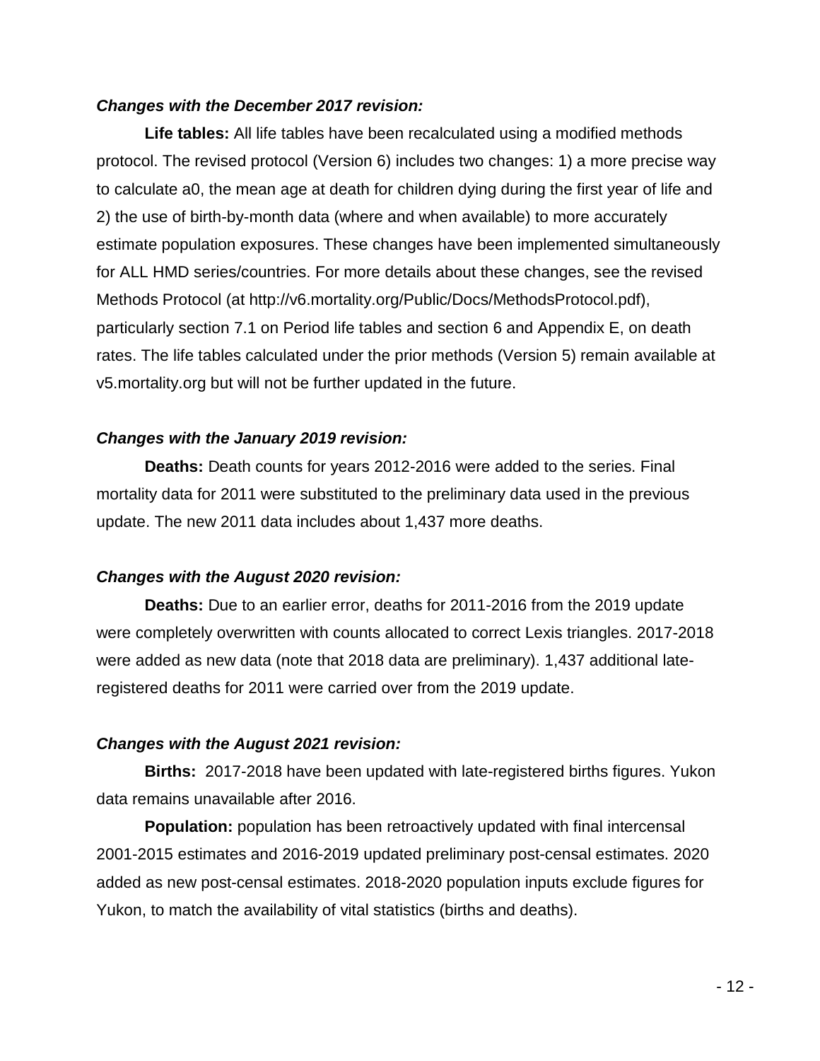***Changes with the December 2017 revision:***

**Life tables:** All life tables have been recalculated using a modified methods protocol. The revised protocol (Version 6) includes two changes: 1) a more precise way to calculate a0, the mean age at death for children dying during the first year of life and 2) the use of birth-by-month data (where and when available) to more accurately estimate population exposures. These changes have been implemented simultaneously for ALL HMD series/countries. For more details about these changes, see the revised Methods Protocol (at http://v6.mortality.org/Public/Docs/MethodsProtocol.pdf), particularly section 7.1 on Period life tables and section 6 and Appendix E, on death rates. The life tables calculated under the prior methods (Version 5) remain available at v5.mortality.org but will not be further updated in the future.

***Changes with the January 2019 revision:***

**Deaths:** Death counts for years 2012-2016 were added to the series. Final mortality data for 2011 were substituted to the preliminary data used in the previous update. The new 2011 data includes about 1,437 more deaths.

***Changes with the August 2020 revision:***

**Deaths:** Due to an earlier error, deaths for 2011-2016 from the 2019 update were completely overwritten with counts allocated to correct Lexis triangles. 2017-2018 were added as new data (note that 2018 data are preliminary). 1,437 additional late-registered deaths for 2011 were carried over from the 2019 update.

***Changes with the August 2021 revision:***

**Births:** 2017-2018 have been updated with late-registered births figures. Yukon data remains unavailable after 2016.

**Population:** population has been retroactively updated with final intercensal 2001-2015 estimates and 2016-2019 updated preliminary post-censal estimates. 2020 added as new post-censal estimates. 2018-2020 population inputs exclude figures for Yukon, to match the availability of vital statistics (births and deaths).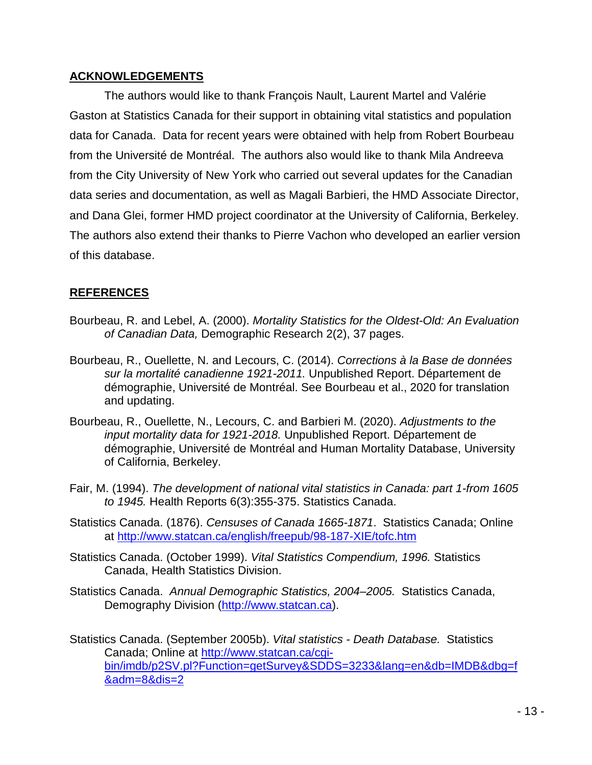## ACKNOWLEDGEMENTS

The authors would like to thank François Nault, Laurent Martel and Valérie Gaston at Statistics Canada for their support in obtaining vital statistics and population data for Canada. Data for recent years were obtained with help from Robert Bourbeau from the Université de Montréal. The authors also would like to thank Mila Andreeva from the City University of New York who carried out several updates for the Canadian data series and documentation, as well as Magali Barbieri, the HMD Associate Director, and Dana Glei, former HMD project coordinator at the University of California, Berkeley. The authors also extend their thanks to Pierre Vachon who developed an earlier version of this database.

## REFERENCES

Bourbeau, R. and Lebel, A. (2000). *Mortality Statistics for the Oldest-Old: An Evaluation of Canadian Data,* Demographic Research 2(2), 37 pages.

Bourbeau, R., Ouellette, N. and Lecours, C. (2014). *Corrections à la Base de données sur la mortalité canadienne 1921-2011.* Unpublished Report. Département de démographie, Université de Montréal. See Bourbeau et al., 2020 for translation and updating.

Bourbeau, R., Ouellette, N., Lecours, C. and Barbieri M. (2020). *Adjustments to the input mortality data for 1921-2018.* Unpublished Report. Département de démographie, Université de Montréal and Human Mortality Database, University of California, Berkeley.

Fair, M. (1994). *The development of national vital statistics in Canada: part 1-from 1605 to 1945.* Health Reports 6(3):355-375. Statistics Canada.

Statistics Canada. (1876). *Censuses of Canada 1665-1871*. Statistics Canada; Online at http://www.statcan.ca/english/freepub/98-187-XIE/tofc.htm

Statistics Canada. (October 1999). *Vital Statistics Compendium, 1996.* Statistics Canada, Health Statistics Division.

Statistics Canada. *Annual Demographic Statistics, 2004–2005.* Statistics Canada, Demography Division (http://www.statcan.ca).

Statistics Canada. (September 2005b). *Vital statistics - Death Database.* Statistics Canada; Online at http://www.statcan.ca/cgi-bin/imdb/p2SV.pl?Function=getSurvey&SDDS=3233&lang=en&db=IMDB&dbg=f&adm=8&dis=2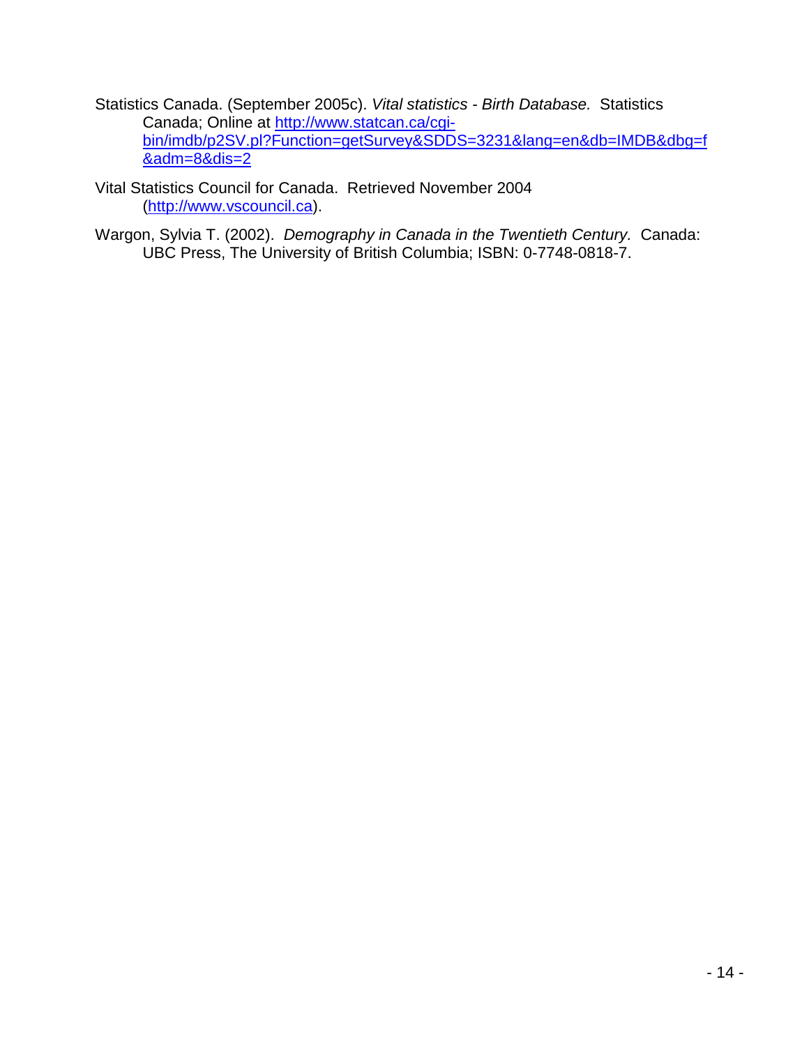Statistics Canada. (September 2005c). *Vital statistics - Birth Database.* Statistics Canada; Online at http://www.statcan.ca/cgi-bin/imdb/p2SV.pl?Function=getSurvey&SDDS=3231&lang=en&db=IMDB&dbg=f&adm=8&dis=2

Vital Statistics Council for Canada. Retrieved November 2004 (http://www.vscouncil.ca).

Wargon, Sylvia T. (2002). *Demography in Canada in the Twentieth Century.* Canada: UBC Press, The University of British Columbia; ISBN: 0-7748-0818-7.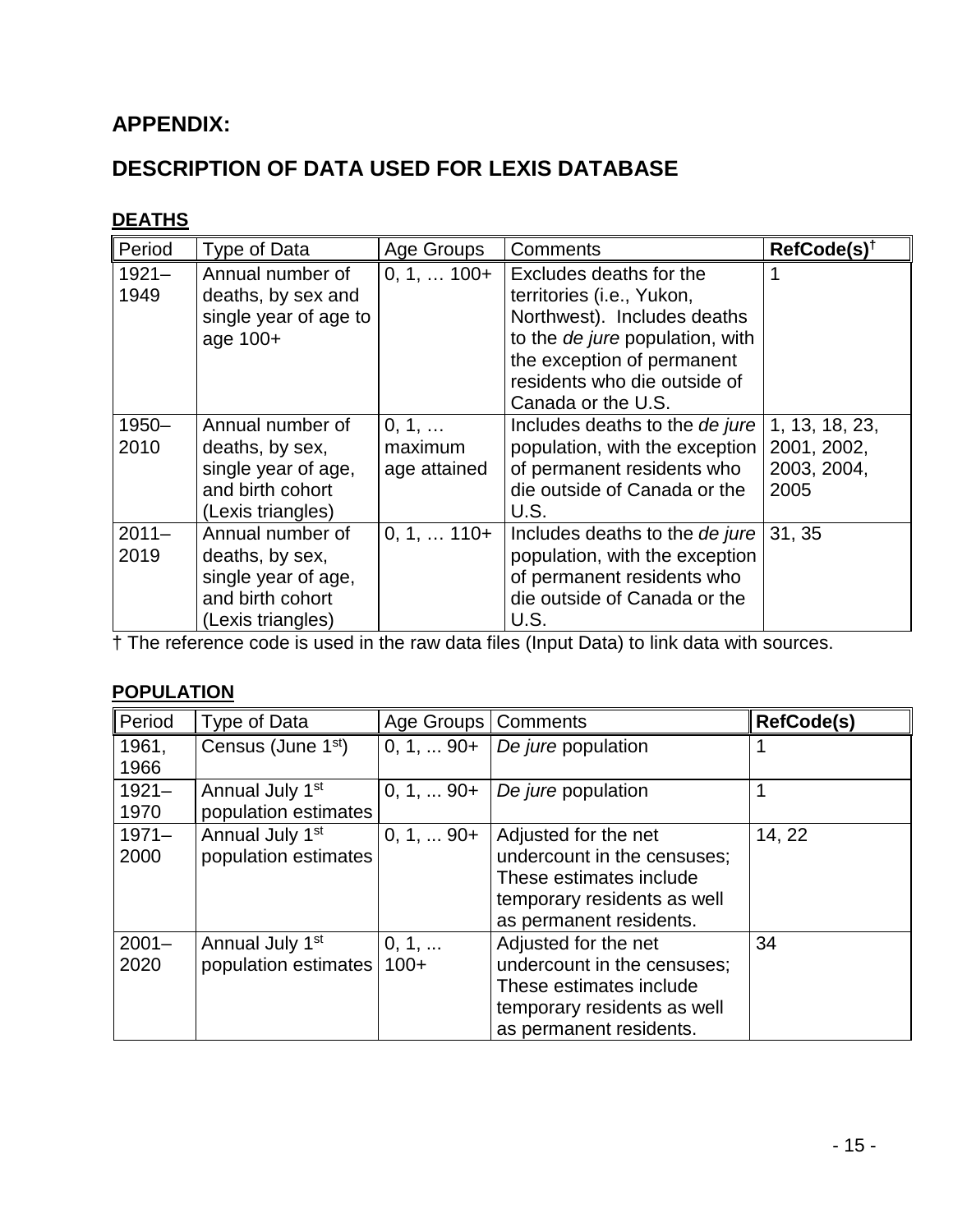## APPENDIX:

## DESCRIPTION OF DATA USED FOR LEXIS DATABASE

### DEATHS

| Period | Type of Data | Age Groups | Comments | **RefCode(s)**† |
|---|---|---|---|---|
| 1921–1949 | Annual number of deaths, by sex and single year of age to age 100+ | 0, 1, … 100+ | Excludes deaths for the territories (i.e., Yukon, Northwest). Includes deaths to the *de jure* population, with the exception of permanent residents who die outside of Canada or the U.S. | 1 |
| 1950–2010 | Annual number of deaths, by sex, single year of age, and birth cohort (Lexis triangles) | 0, 1, … maximum age attained | Includes deaths to the *de jure* population, with the exception of permanent residents who die outside of Canada or the U.S. | 1, 13, 18, 23, 2001, 2002, 2003, 2004, 2005 |
| 2011–2019 | Annual number of deaths, by sex, single year of age, and birth cohort (Lexis triangles) | 0, 1, … 110+ | Includes deaths to the *de jure* population, with the exception of permanent residents who die outside of Canada or the U.S. | 31, 35 |

† The reference code is used in the raw data files (Input Data) to link data with sources.

### POPULATION

| Period | Type of Data | Age Groups | Comments | **RefCode(s)** |
|---|---|---|---|---|
| 1961, 1966 | Census (June 1st) | 0, 1, ... 90+ | *De jure* population | 1 |
| 1921–1970 | Annual July 1st population estimates | 0, 1, ... 90+ | *De jure* population | 1 |
| 1971–2000 | Annual July 1st population estimates | 0, 1, ... 90+ | Adjusted for the net undercount in the censuses; These estimates include temporary residents as well as permanent residents. | 14, 22 |
| 2001–2020 | Annual July 1st population estimates | 0, 1, ... 100+ | Adjusted for the net undercount in the censuses; These estimates include temporary residents as well as permanent residents. | 34 |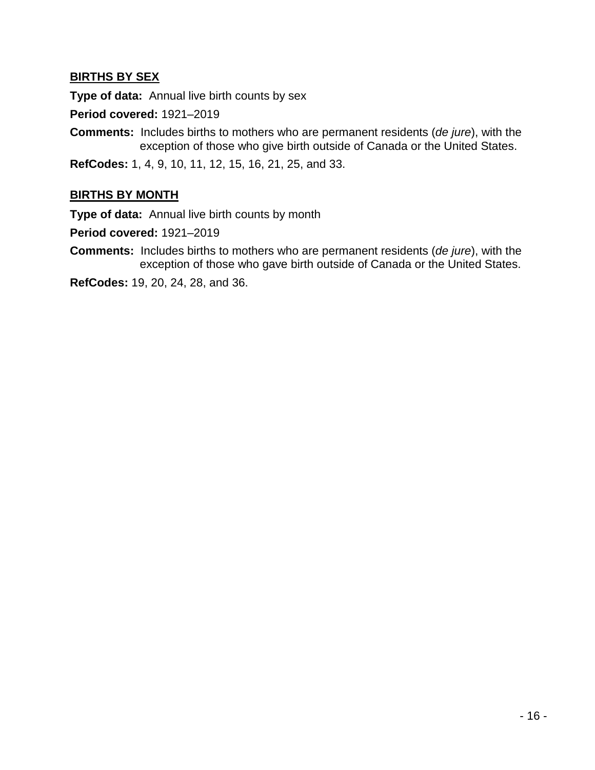## BIRTHS BY SEX

**Type of data:** Annual live birth counts by sex

**Period covered:** 1921–2019

**Comments:** Includes births to mothers who are permanent residents (*de jure*), with the exception of those who give birth outside of Canada or the United States.

**RefCodes:** 1, 4, 9, 10, 11, 12, 15, 16, 21, 25, and 33.

## BIRTHS BY MONTH

**Type of data:** Annual live birth counts by month

**Period covered:** 1921–2019

**Comments:** Includes births to mothers who are permanent residents (*de jure*), with the exception of those who gave birth outside of Canada or the United States.

**RefCodes:** 19, 20, 24, 28, and 36.